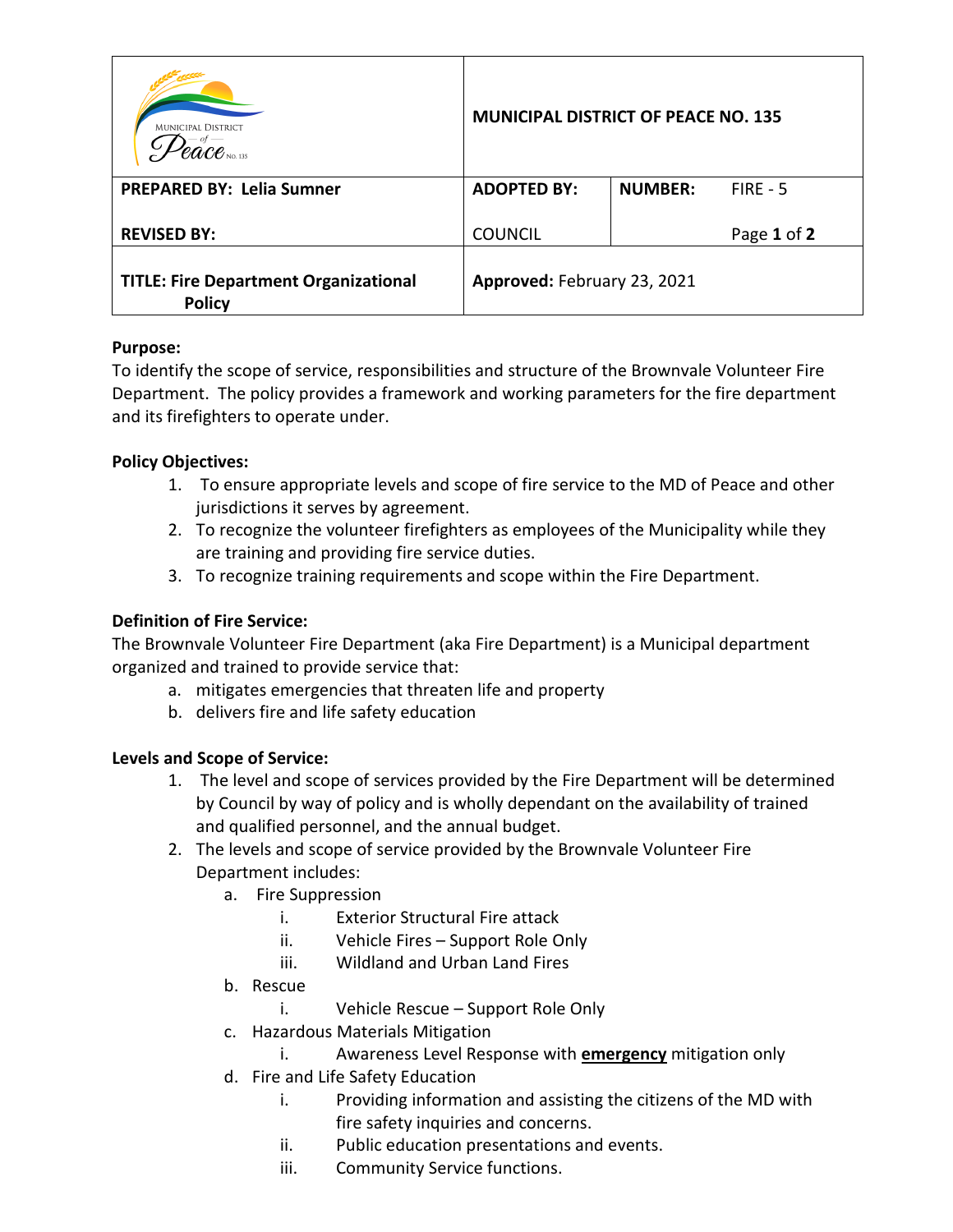| MUNICIPAL DISTRICT of Peace NO. 135 | MUNICIPAL DISTRICT OF PEACE NO. 135 | | |
|---|---|---|---|
| **PREPARED BY: Lelia Sumner**<br><br>**REVISED BY:** | **ADOPTED BY:**<br><br>COUNCIL | **NUMBER:** | FIRE - 5<br><br>Page **1** of **2** |
| **TITLE: Fire Department Organizational Policy** | **Approved:** February 23, 2021 | | |

**Purpose:**
To identify the scope of service, responsibilities and structure of the Brownvale Volunteer Fire Department. The policy provides a framework and working parameters for the fire department and its firefighters to operate under.

**Policy Objectives:**

1. To ensure appropriate levels and scope of fire service to the MD of Peace and other jurisdictions it serves by agreement.
2. To recognize the volunteer firefighters as employees of the Municipality while they are training and providing fire service duties.
3. To recognize training requirements and scope within the Fire Department.

**Definition of Fire Service:**
The Brownvale Volunteer Fire Department (aka Fire Department) is a Municipal department organized and trained to provide service that:

a. mitigates emergencies that threaten life and property
b. delivers fire and life safety education

**Levels and Scope of Service:**

1. The level and scope of services provided by the Fire Department will be determined by Council by way of policy and is wholly dependant on the availability of trained and qualified personnel, and the annual budget.
2. The levels and scope of service provided by the Brownvale Volunteer Fire Department includes:
   a. Fire Suppression
      i. Exterior Structural Fire attack
      ii. Vehicle Fires – Support Role Only
      iii. Wildland and Urban Land Fires
   b. Rescue
      i. Vehicle Rescue – Support Role Only
   c. Hazardous Materials Mitigation
      i. Awareness Level Response with <u>**emergency**</u> mitigation only
   d. Fire and Life Safety Education
      i. Providing information and assisting the citizens of the MD with fire safety inquiries and concerns.
      ii. Public education presentations and events.
      iii. Community Service functions.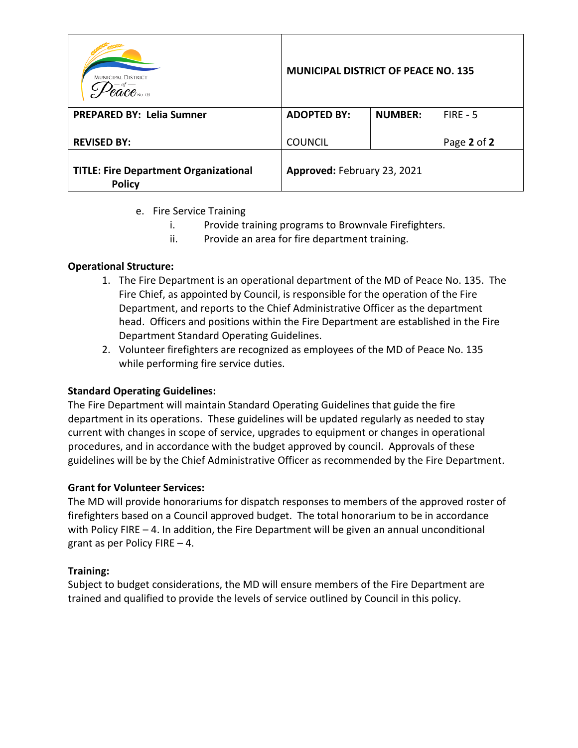| MUNICIPAL DISTRICT of Peace NO. 135 | MUNICIPAL DISTRICT OF PEACE NO. 135 | | |
|---|---|---|---|
| **PREPARED BY: Lelia Sumner** | **ADOPTED BY:** | **NUMBER:** | FIRE - 5 |
| **REVISED BY:** | COUNCIL | | Page **2** of **2** |
| **TITLE: Fire Department Organizational Policy** | **Approved:** February 23, 2021 | | |

e. Fire Service Training
   i. Provide training programs to Brownvale Firefighters.
   ii. Provide an area for fire department training.

**Operational Structure:**

1. The Fire Department is an operational department of the MD of Peace No. 135. The Fire Chief, as appointed by Council, is responsible for the operation of the Fire Department, and reports to the Chief Administrative Officer as the department head. Officers and positions within the Fire Department are established in the Fire Department Standard Operating Guidelines.
2. Volunteer firefighters are recognized as employees of the MD of Peace No. 135 while performing fire service duties.

**Standard Operating Guidelines:**

The Fire Department will maintain Standard Operating Guidelines that guide the fire department in its operations. These guidelines will be updated regularly as needed to stay current with changes in scope of service, upgrades to equipment or changes in operational procedures, and in accordance with the budget approved by council. Approvals of these guidelines will be by the Chief Administrative Officer as recommended by the Fire Department.

**Grant for Volunteer Services:**

The MD will provide honorariums for dispatch responses to members of the approved roster of firefighters based on a Council approved budget. The total honorarium to be in accordance with Policy FIRE – 4. In addition, the Fire Department will be given an annual unconditional grant as per Policy FIRE – 4.

**Training:**

Subject to budget considerations, the MD will ensure members of the Fire Department are trained and qualified to provide the levels of service outlined by Council in this policy.